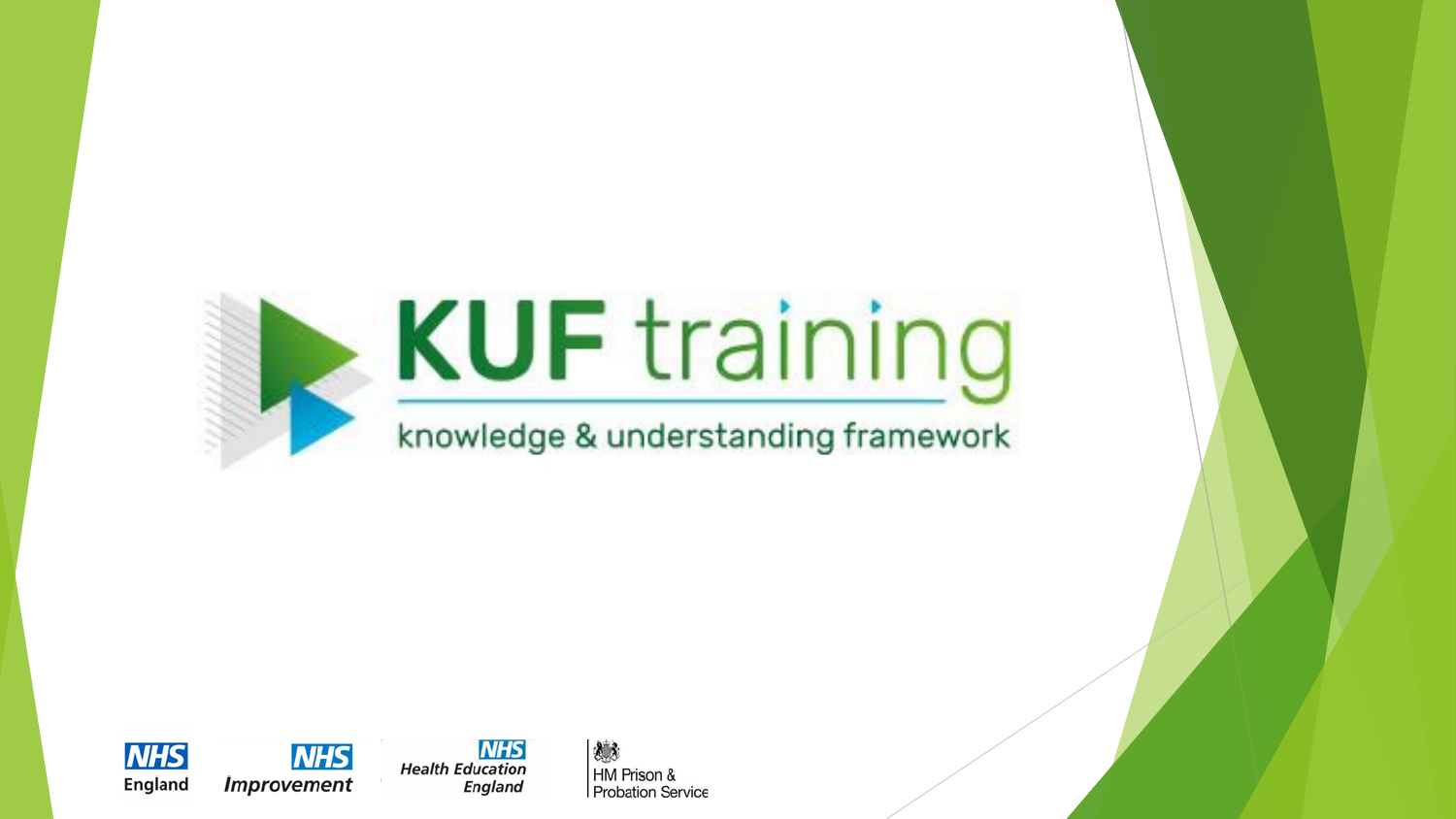# KUF training

knowledge & understanding framework

NHS England

NHS Improvement

NHS Health Education England

HM Prison & Probation Service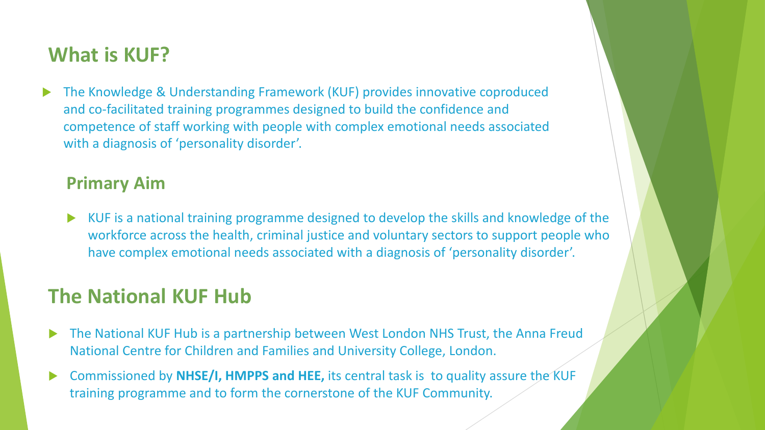## What is KUF?

- The Knowledge & Understanding Framework (KUF) provides innovative coproduced and co-facilitated training programmes designed to build the confidence and competence of staff working with people with complex emotional needs associated with a diagnosis of 'personality disorder'.

### Primary Aim

- KUF is a national training programme designed to develop the skills and knowledge of the workforce across the health, criminal justice and voluntary sectors to support people who have complex emotional needs associated with a diagnosis of 'personality disorder'.

## The National KUF Hub

- The National KUF Hub is a partnership between West London NHS Trust, the Anna Freud National Centre for Children and Families and University College, London.
- Commissioned by **NHSE/I, HMPPS and HEE,** its central task is to quality assure the KUF training programme and to form the cornerstone of the KUF Community.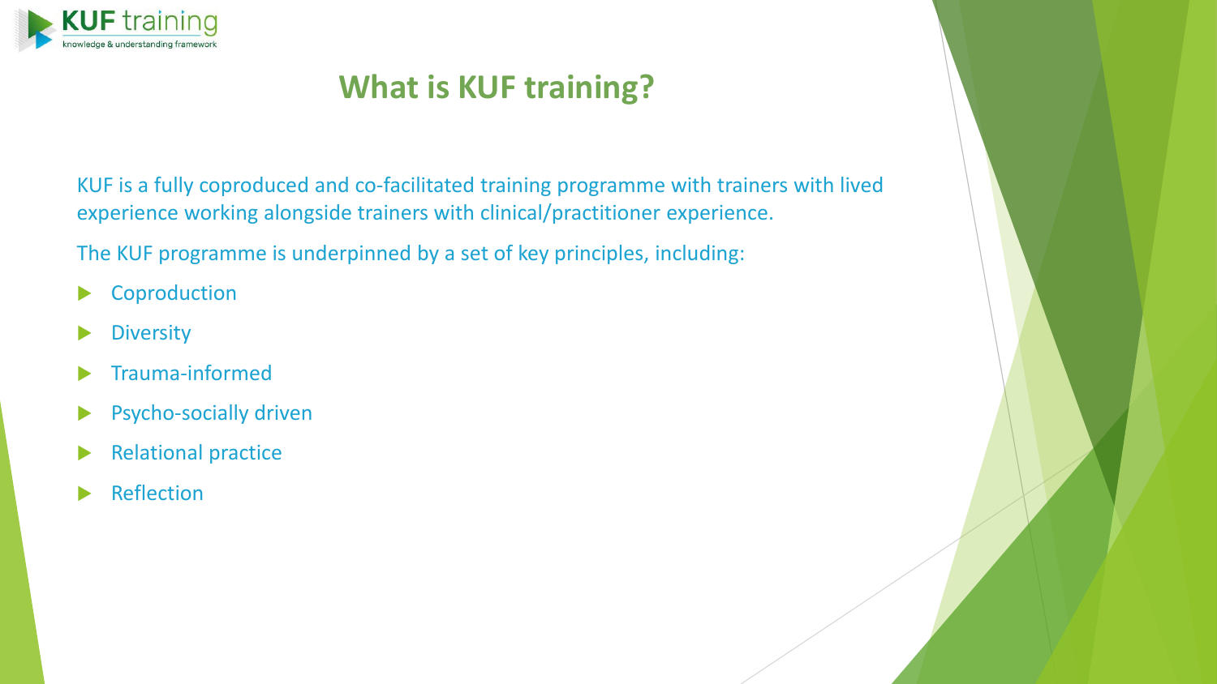# What is KUF training?

KUF is a fully coproduced and co-facilitated training programme with trainers with lived experience working alongside trainers with clinical/practitioner experience.

The KUF programme is underpinned by a set of key principles, including:

- Coproduction
- Diversity
- Trauma-informed
- Psycho-socially driven
- Relational practice
- Reflection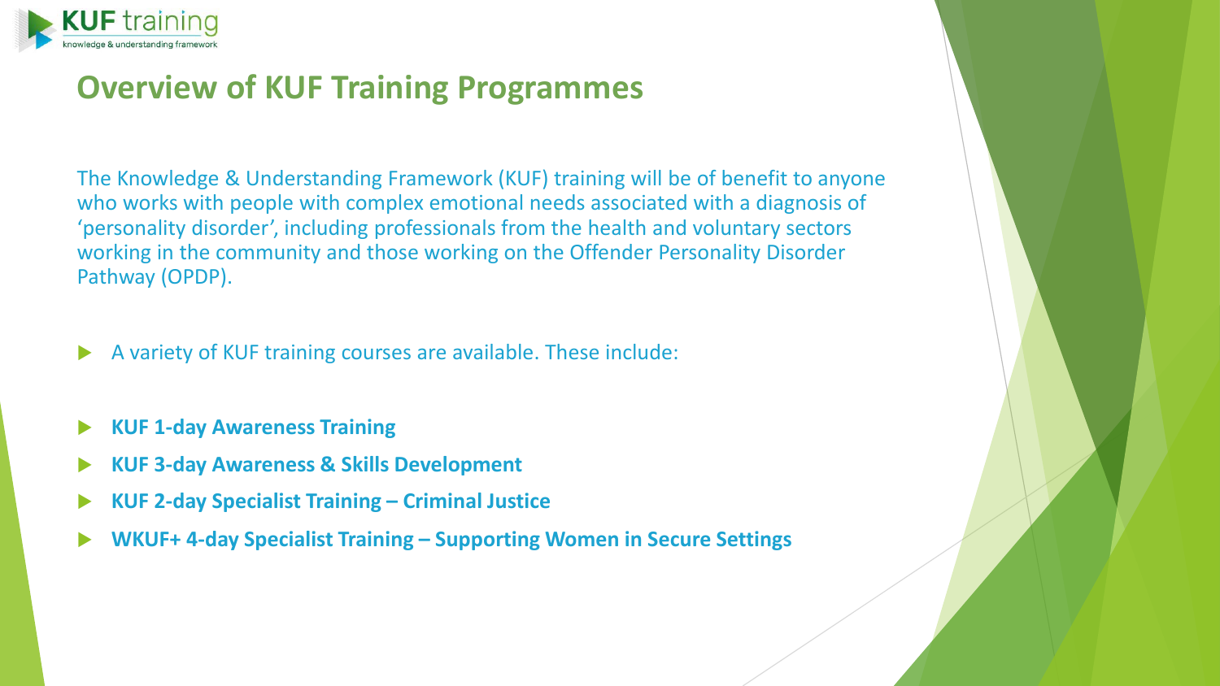# Overview of KUF Training Programmes

The Knowledge & Understanding Framework (KUF) training will be of benefit to anyone who works with people with complex emotional needs associated with a diagnosis of 'personality disorder', including professionals from the health and voluntary sectors working in the community and those working on the Offender Personality Disorder Pathway (OPDP).

- A variety of KUF training courses are available. These include:

- **KUF 1-day Awareness Training**
- **KUF 3-day Awareness & Skills Development**
- **KUF 2-day Specialist Training – Criminal Justice**
- **WKUF+ 4-day Specialist Training – Supporting Women in Secure Settings**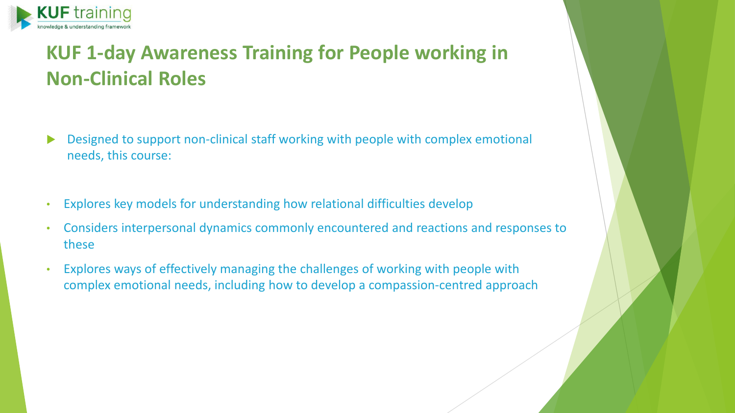# KUF 1-day Awareness Training for People working in Non-Clinical Roles

- Designed to support non-clinical staff working with people with complex emotional needs, this course:

- Explores key models for understanding how relational difficulties develop
- Considers interpersonal dynamics commonly encountered and reactions and responses to these
- Explores ways of effectively managing the challenges of working with people with complex emotional needs, including how to develop a compassion-centred approach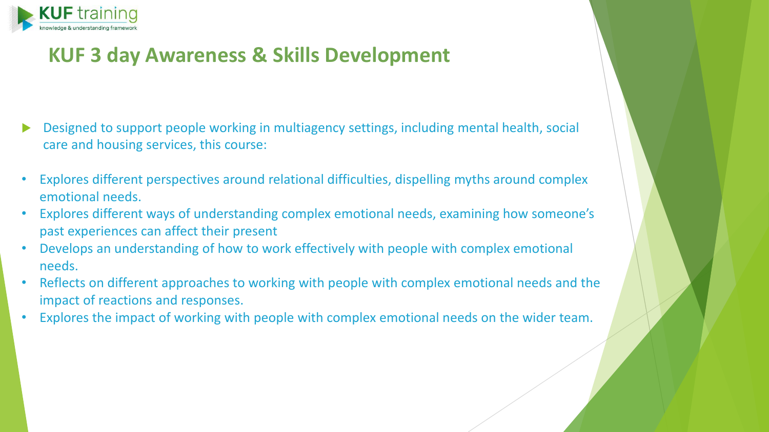# KUF 3 day Awareness & Skills Development

- Designed to support people working in multiagency settings, including mental health, social care and housing services, this course:

- Explores different perspectives around relational difficulties, dispelling myths around complex emotional needs.
- Explores different ways of understanding complex emotional needs, examining how someone's past experiences can affect their present
- Develops an understanding of how to work effectively with people with complex emotional needs.
- Reflects on different approaches to working with people with complex emotional needs and the impact of reactions and responses.
- Explores the impact of working with people with complex emotional needs on the wider team.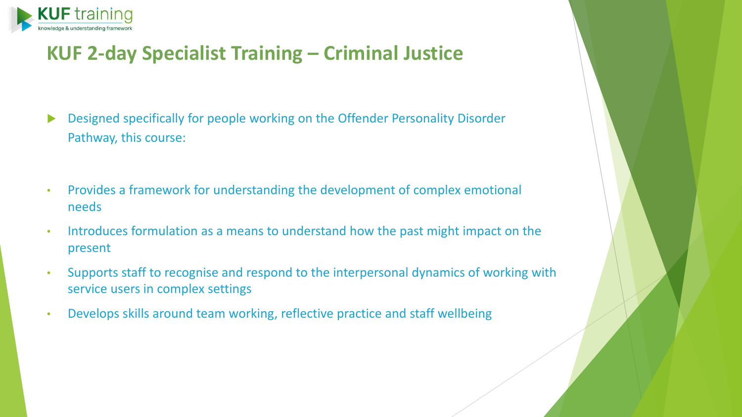## KUF 2-day Specialist Training – Criminal Justice

- Designed specifically for people working on the Offender Personality Disorder Pathway, this course:

- Provides a framework for understanding the development of complex emotional needs
- Introduces formulation as a means to understand how the past might impact on the present
- Supports staff to recognise and respond to the interpersonal dynamics of working with service users in complex settings
- Develops skills around team working, reflective practice and staff wellbeing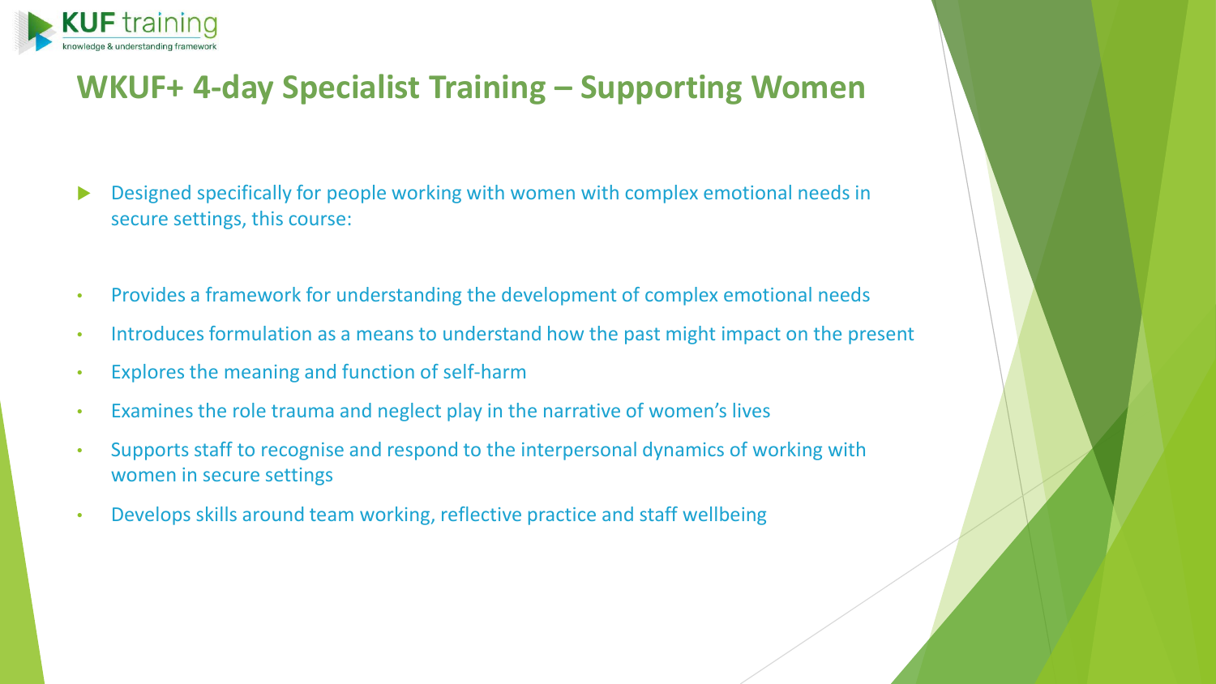# WKUF+ 4-day Specialist Training – Supporting Women

- Designed specifically for people working with women with complex emotional needs in secure settings, this course:

- Provides a framework for understanding the development of complex emotional needs
- Introduces formulation as a means to understand how the past might impact on the present
- Explores the meaning and function of self-harm
- Examines the role trauma and neglect play in the narrative of women's lives
- Supports staff to recognise and respond to the interpersonal dynamics of working with women in secure settings
- Develops skills around team working, reflective practice and staff wellbeing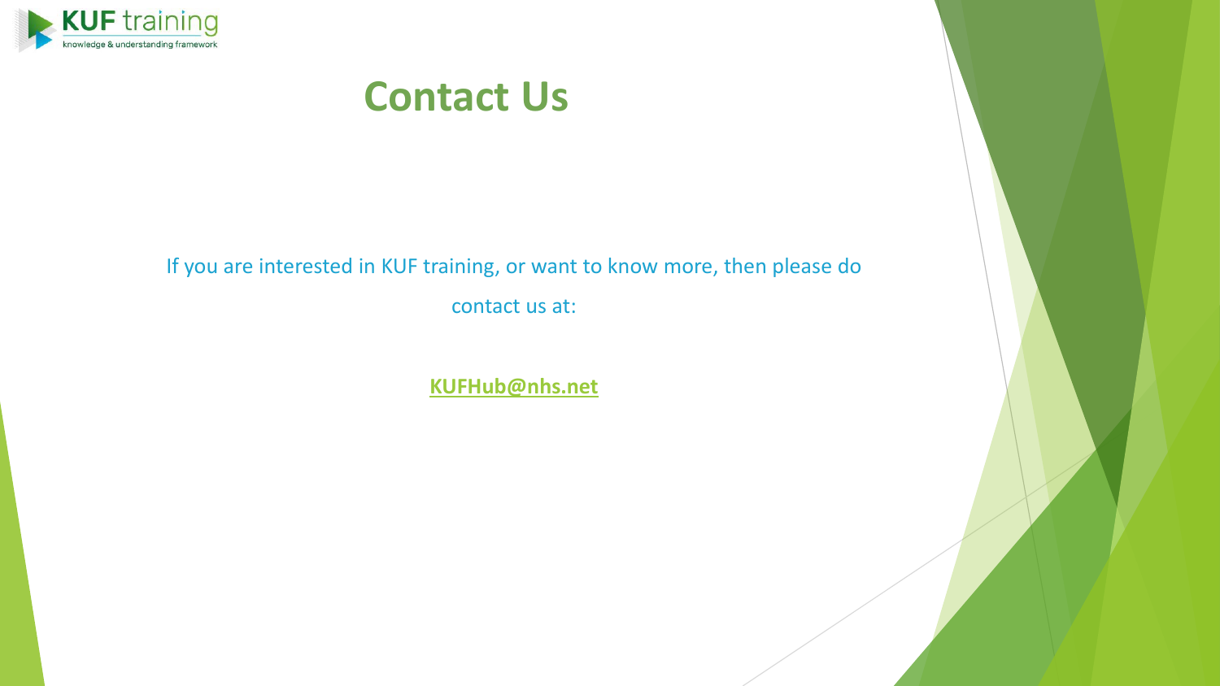# Contact Us

If you are interested in KUF training, or want to know more, then please do contact us at:

**KUFHub@nhs.net**